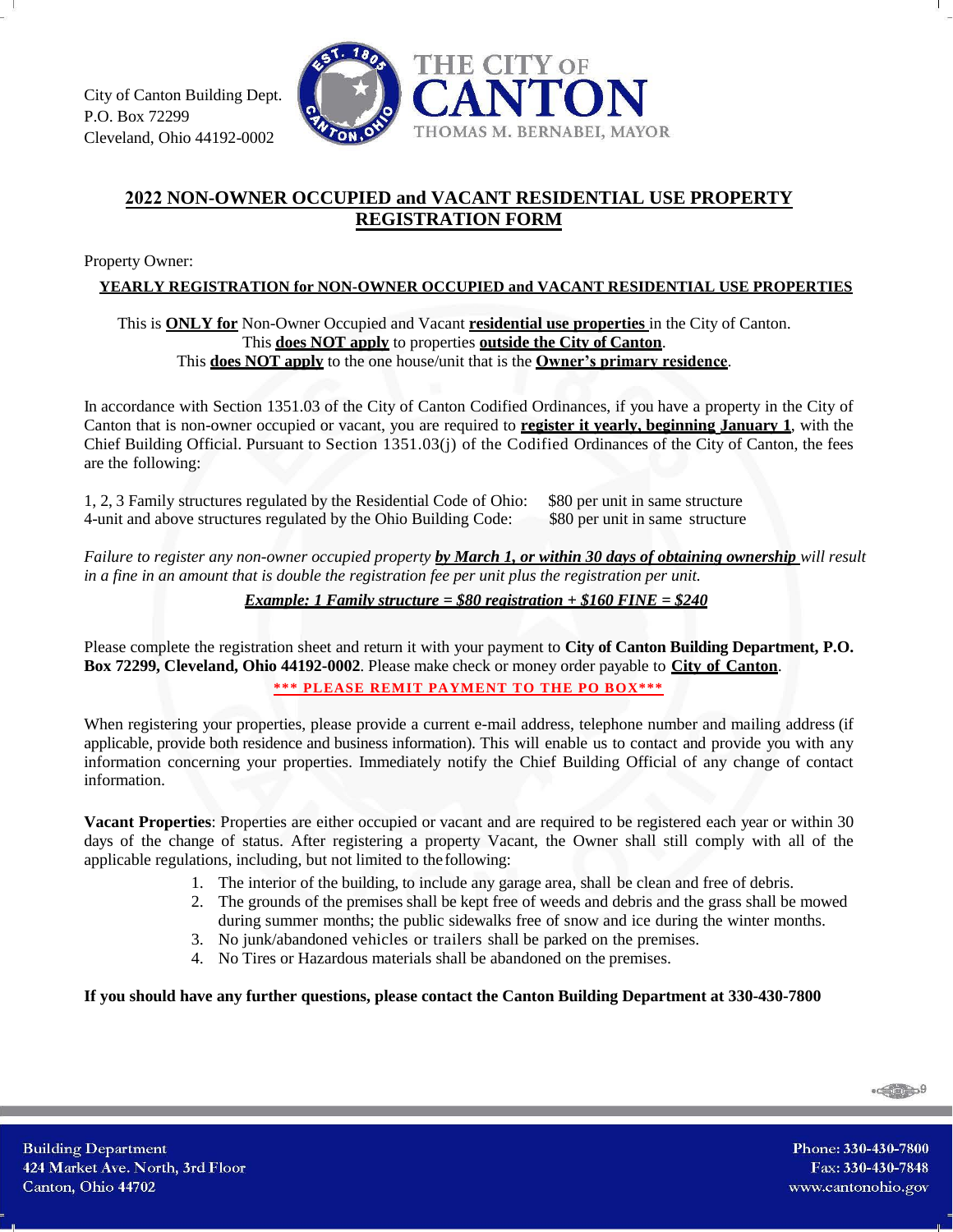City of Canton Building Dept.
P.O. Box 72299
Cleveland, Ohio 44192-0002

THE CITY OF
CANTON
THOMAS M. BERNABEI, MAYOR

# 2022 NON-OWNER OCCUPIED and VACANT RESIDENTIAL USE PROPERTY REGISTRATION FORM

Property Owner:

**YEARLY REGISTRATION for NON-OWNER OCCUPIED and VACANT RESIDENTIAL USE PROPERTIES**

This is **ONLY for** Non-Owner Occupied and Vacant **residential use properties** in the City of Canton.
This **does NOT apply** to properties **outside the City of Canton**.
This **does NOT apply** to the one house/unit that is the **Owner's primary residence**.

In accordance with Section 1351.03 of the City of Canton Codified Ordinances, if you have a property in the City of Canton that is non-owner occupied or vacant, you are required to **register it yearly, beginning January 1**, with the Chief Building Official. Pursuant to Section 1351.03(j) of the Codified Ordinances of the City of Canton, the fees are the following:

| | |
|---|---|
| 1, 2, 3 Family structures regulated by the Residential Code of Ohio: | $80 per unit in same structure |
| 4-unit and above structures regulated by the Ohio Building Code: | $80 per unit in same structure |

*Failure to register any non-owner occupied property **by March 1, or within 30 days of obtaining ownership** will result in a fine in an amount that is double the registration fee per unit plus the registration per unit.*

***Example: 1 Family structure = $80 registration + $160 FINE = $240***

Please complete the registration sheet and return it with your payment to **City of Canton Building Department, P.O. Box 72299, Cleveland, Ohio 44192-0002**. Please make check or money order payable to **City of Canton**.

**\*\*\* PLEASE REMIT PAYMENT TO THE PO BOX\*\*\***

When registering your properties, please provide a current e-mail address, telephone number and mailing address (if applicable, provide both residence and business information). This will enable us to contact and provide you with any information concerning your properties. Immediately notify the Chief Building Official of any change of contact information.

**Vacant Properties**: Properties are either occupied or vacant and are required to be registered each year or within 30 days of the change of status. After registering a property Vacant, the Owner shall still comply with all of the applicable regulations, including, but not limited to the following:

1. The interior of the building, to include any garage area, shall be clean and free of debris.
2. The grounds of the premises shall be kept free of weeds and debris and the grass shall be mowed during summer months; the public sidewalks free of snow and ice during the winter months.
3. No junk/abandoned vehicles or trailers shall be parked on the premises.
4. No Tires or Hazardous materials shall be abandoned on the premises.

**If you should have any further questions, please contact the Canton Building Department at 330-430-7800**

Building Department
424 Market Ave. North, 3rd Floor
Canton, Ohio 44702

Phone: 330-430-7800
Fax: 330-430-7848
www.cantonohio.gov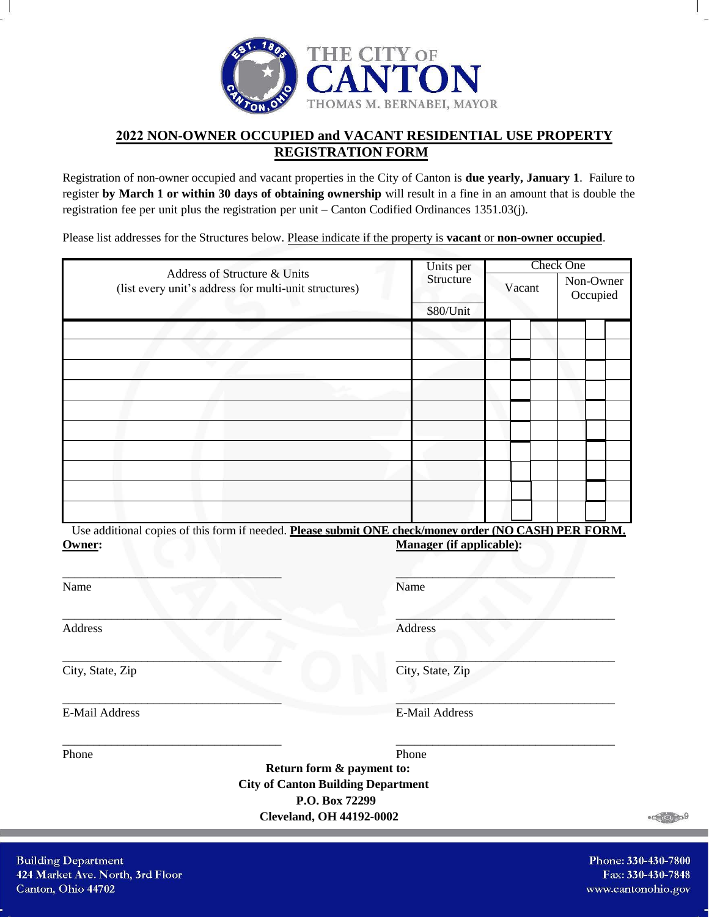THE CITY OF CANTON

THOMAS M. BERNABEI, MAYOR

## 2022 NON-OWNER OCCUPIED and VACANT RESIDENTIAL USE PROPERTY REGISTRATION FORM

Registration of non-owner occupied and vacant properties in the City of Canton is **due yearly, January 1**. Failure to register **by March 1 or within 30 days of obtaining ownership** will result in a fine in an amount that is double the registration fee per unit plus the registration per unit – Canton Codified Ordinances 1351.03(j).

Please list addresses for the Structures below. Please indicate if the property is **vacant** or **non-owner occupied**.

| Address of Structure & Units (list every unit's address for multi-unit structures) | Units per Structure $80/Unit | Check One: Vacant | Check One: Non-Owner Occupied |
|---|---|---|---|
| | | | |
| | | | |
| | | | |
| | | | |
| | | | |
| | | | |
| | | | |
| | | | |
| | | | |
| | | | |

Use additional copies of this form if needed. **Please submit ONE check/money order (NO CASH) PER FORM.**

**Owner:**

___________________________________
Name

___________________________________
Address

___________________________________
City, State, Zip

___________________________________
E-Mail Address

___________________________________
Phone

**Manager (if applicable):**

___________________________________
Name

___________________________________
Address

___________________________________
City, State, Zip

___________________________________
E-Mail Address

___________________________________
Phone

**Return form & payment to:**
**City of Canton Building Department**
**P.O. Box 72299**
**Cleveland, OH 44192-0002**

Building Department
424 Market Ave. North, 3rd Floor
Canton, Ohio 44702

Phone: 330-430-7800
Fax: 330-430-7848
www.cantonohio.gov